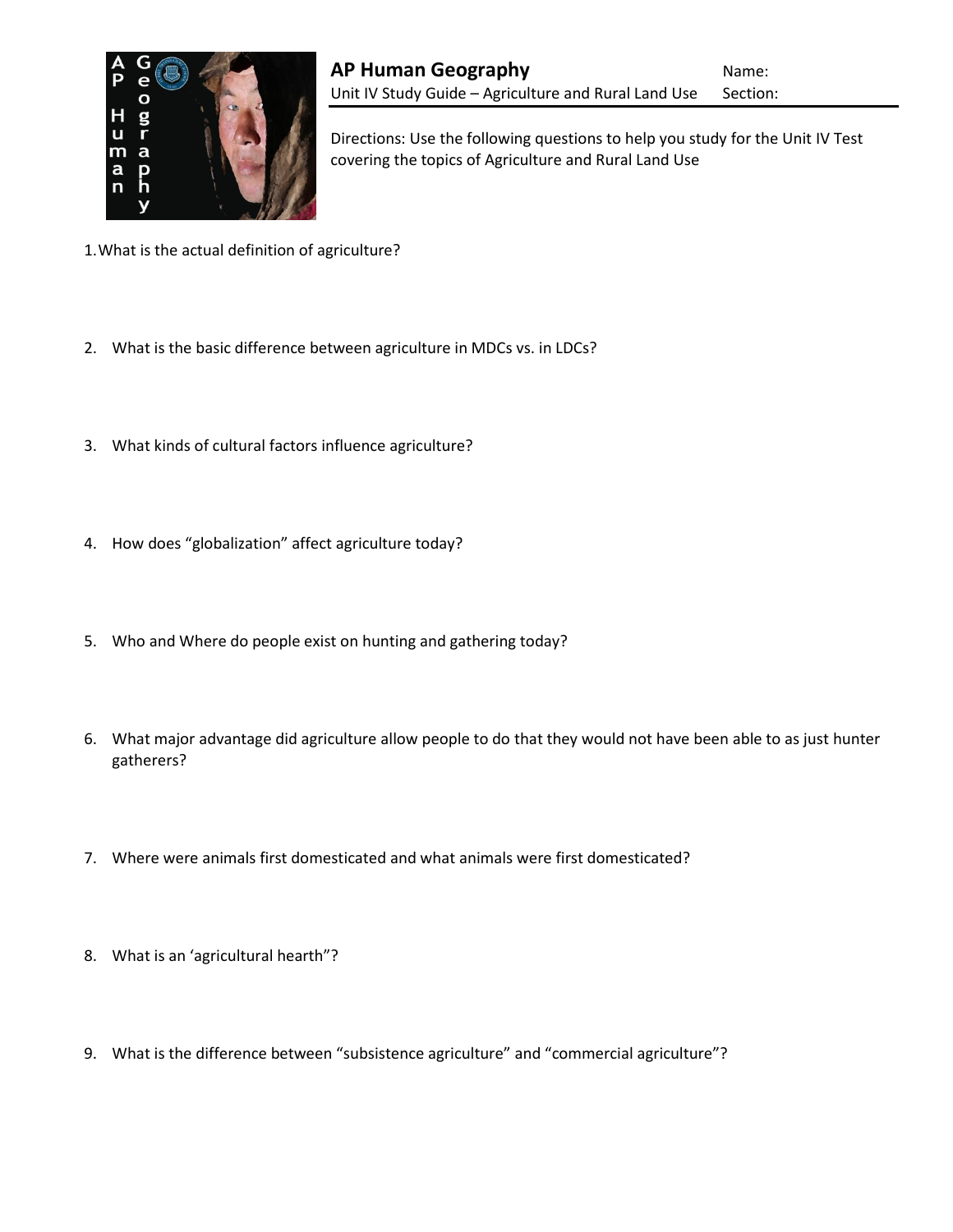# AP Human Geography

Unit IV Study Guide – Agriculture and Rural Land Use

Name:

Section:

Directions: Use the following questions to help you study for the Unit IV Test covering the topics of Agriculture and Rural Land Use

1. What is the actual definition of agriculture?

2. What is the basic difference between agriculture in MDCs vs. in LDCs?

3. What kinds of cultural factors influence agriculture?

4. How does "globalization" affect agriculture today?

5. Who and Where do people exist on hunting and gathering today?

6. What major advantage did agriculture allow people to do that they would not have been able to as just hunter gatherers?

7. Where were animals first domesticated and what animals were first domesticated?

8. What is an 'agricultural hearth"?

9. What is the difference between "subsistence agriculture" and "commercial agriculture"?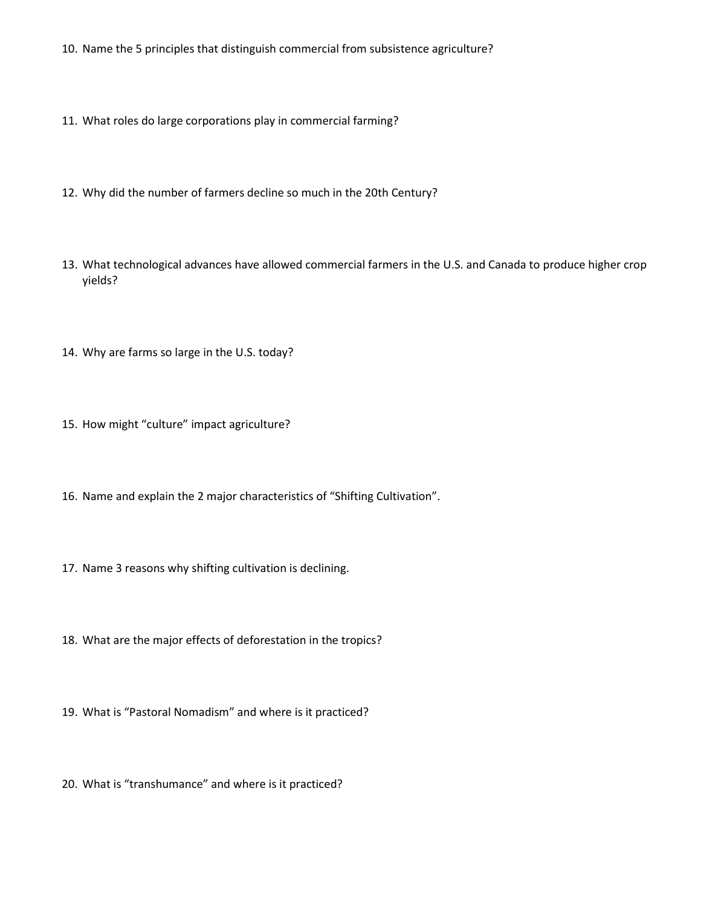10. Name the 5 principles that distinguish commercial from subsistence agriculture?

11. What roles do large corporations play in commercial farming?

12. Why did the number of farmers decline so much in the 20th Century?

13. What technological advances have allowed commercial farmers in the U.S. and Canada to produce higher crop yields?

14. Why are farms so large in the U.S. today?

15. How might "culture" impact agriculture?

16. Name and explain the 2 major characteristics of "Shifting Cultivation".

17. Name 3 reasons why shifting cultivation is declining.

18. What are the major effects of deforestation in the tropics?

19. What is "Pastoral Nomadism" and where is it practiced?

20. What is "transhumance" and where is it practiced?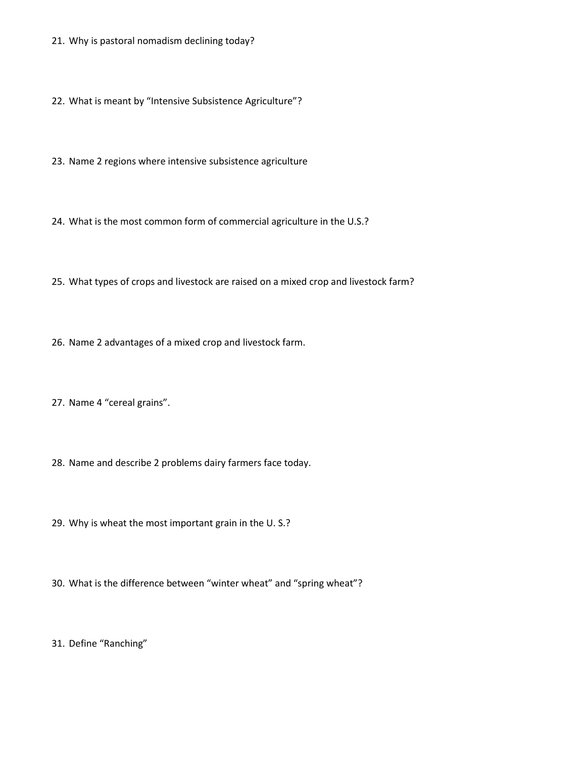21. Why is pastoral nomadism declining today?

22. What is meant by “Intensive Subsistence Agriculture”?

23. Name 2 regions where intensive subsistence agriculture

24. What is the most common form of commercial agriculture in the U.S.?

25. What types of crops and livestock are raised on a mixed crop and livestock farm?

26. Name 2 advantages of a mixed crop and livestock farm.

27. Name 4 “cereal grains”.

28. Name and describe 2 problems dairy farmers face today.

29. Why is wheat the most important grain in the U. S.?

30. What is the difference between “winter wheat” and “spring wheat”?

31. Define “Ranching”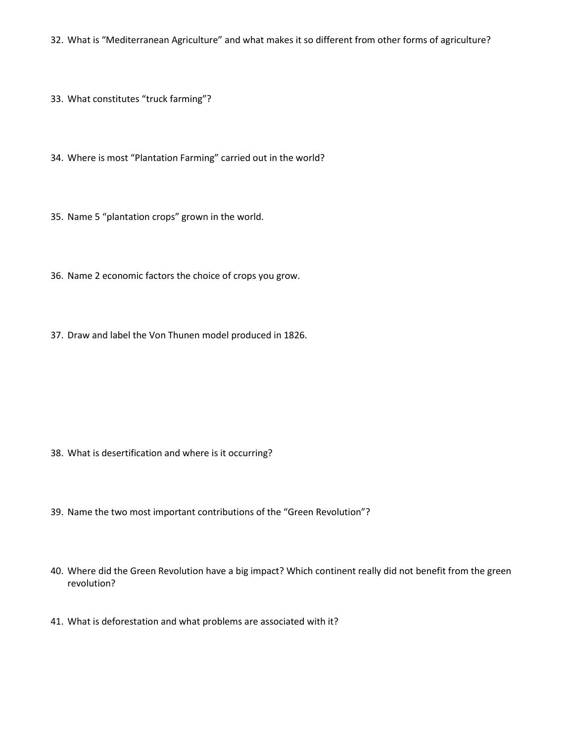32. What is "Mediterranean Agriculture" and what makes it so different from other forms of agriculture?

33. What constitutes "truck farming"?

34. Where is most "Plantation Farming" carried out in the world?

35. Name 5 "plantation crops" grown in the world.

36. Name 2 economic factors the choice of crops you grow.

37. Draw and label the Von Thunen model produced in 1826.

38. What is desertification and where is it occurring?

39. Name the two most important contributions of the "Green Revolution"?

40. Where did the Green Revolution have a big impact? Which continent really did not benefit from the green revolution?

41. What is deforestation and what problems are associated with it?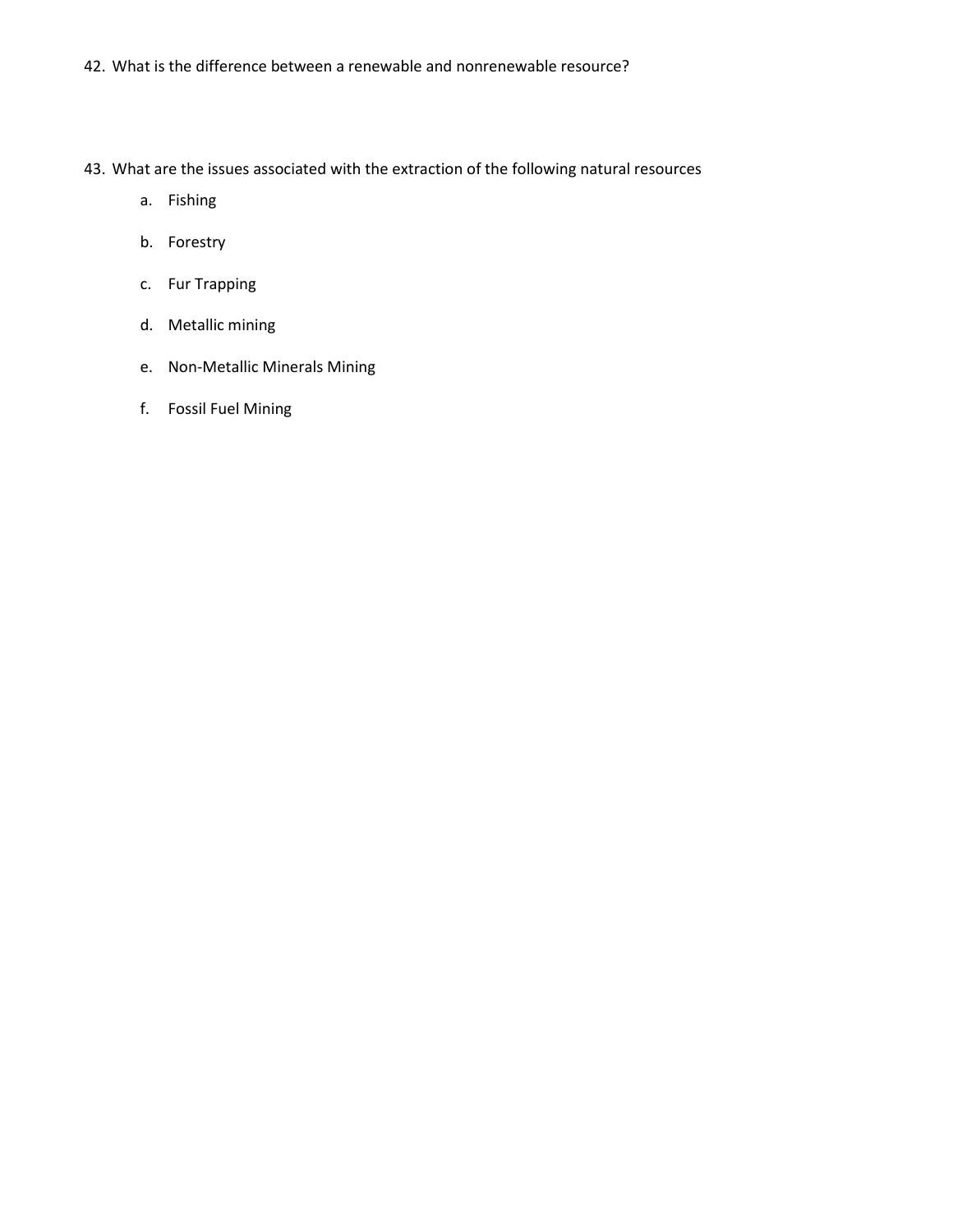42. What is the difference between a renewable and nonrenewable resource?

43. What are the issues associated with the extraction of the following natural resources
    a. Fishing
    b. Forestry
    c. Fur Trapping
    d. Metallic mining
    e. Non-Metallic Minerals Mining
    f. Fossil Fuel Mining